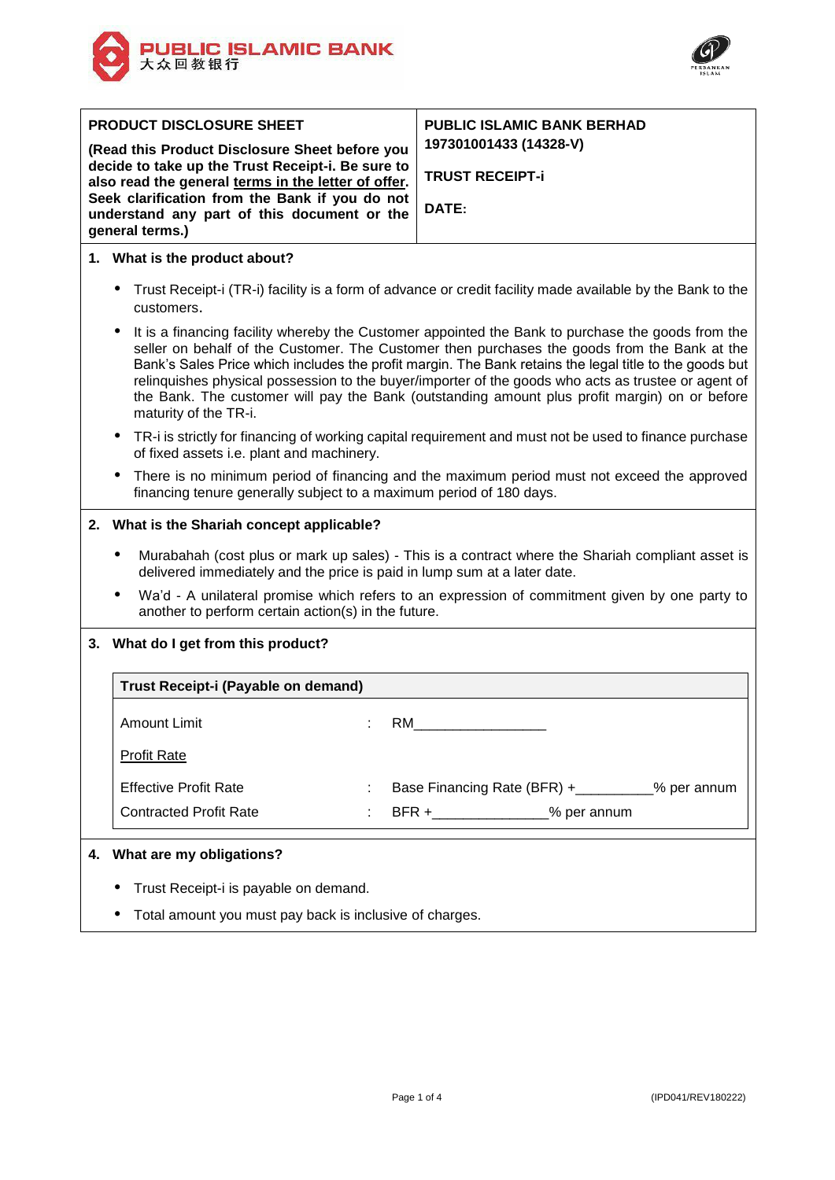PUBLIC ISLAMIC BANK
大众回教银行

| PRODUCT DISCLOSURE SHEET | PUBLIC ISLAMIC BANK BERHAD 197301001433 (14328-V) |
|---|---|
| **(Read this Product Disclosure Sheet before you decide to take up the Trust Receipt-i. Be sure to also read the general terms in the letter of offer. Seek clarification from the Bank if you do not understand any part of this document or the general terms.)** | **TRUST RECEIPT-i**<br><br>**DATE:** |

## 1. What is the product about?

- Trust Receipt-i (TR-i) facility is a form of advance or credit facility made available by the Bank to the customers.
- It is a financing facility whereby the Customer appointed the Bank to purchase the goods from the seller on behalf of the Customer. The Customer then purchases the goods from the Bank at the Bank's Sales Price which includes the profit margin. The Bank retains the legal title to the goods but relinquishes physical possession to the buyer/importer of the goods who acts as trustee or agent of the Bank. The customer will pay the Bank (outstanding amount plus profit margin) on or before maturity of the TR-i.
- TR-i is strictly for financing of working capital requirement and must not be used to finance purchase of fixed assets i.e. plant and machinery.
- There is no minimum period of financing and the maximum period must not exceed the approved financing tenure generally subject to a maximum period of 180 days.

## 2. What is the Shariah concept applicable?

- Murabahah (cost plus or mark up sales) - This is a contract where the Shariah compliant asset is delivered immediately and the price is paid in lump sum at a later date.
- Wa'd - A unilateral promise which refers to an expression of commitment given by one party to another to perform certain action(s) in the future.

## 3. What do I get from this product?

| **Trust Receipt-i (Payable on demand)** | | |
|---|---|---|
| Amount Limit | : | RM________________ |
| Profit Rate | | |
| Effective Profit Rate | : | Base Financing Rate (BFR) +_________% per annum |
| Contracted Profit Rate | : | BFR +______________% per annum |

## 4. What are my obligations?

- Trust Receipt-i is payable on demand.
- Total amount you must pay back is inclusive of charges.

(IPD041/REV180222)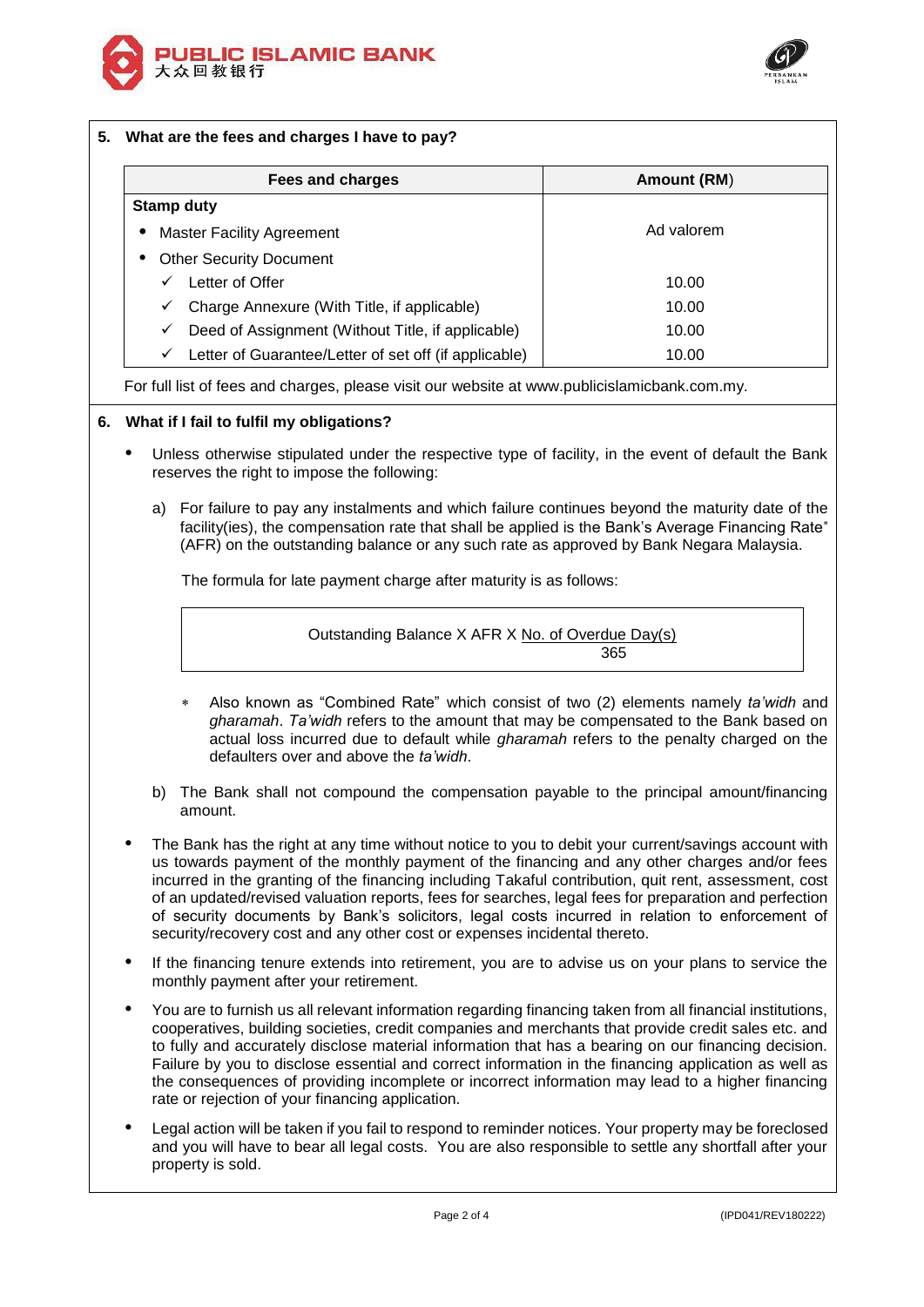**5. What are the fees and charges I have to pay?**

| Fees and charges | Amount (RM) |
|---|---|
| **Stamp duty** | |
| • Master Facility Agreement | Ad valorem |
| • Other Security Document | |
| ✓ Letter of Offer | 10.00 |
| ✓ Charge Annexure (With Title, if applicable) | 10.00 |
| ✓ Deed of Assignment (Without Title, if applicable) | 10.00 |
| ✓ Letter of Guarantee/Letter of set off (if applicable) | 10.00 |

For full list of fees and charges, please visit our website at www.publicislamicbank.com.my.

**6. What if I fail to fulfil my obligations?**

- Unless otherwise stipulated under the respective type of facility, in the event of default the Bank reserves the right to impose the following:

  a) For failure to pay any instalments and which failure continues beyond the maturity date of the facility(ies), the compensation rate that shall be applied is the Bank's Average Financing Rate* (AFR) on the outstanding balance or any such rate as approved by Bank Negara Malaysia.

     The formula for late payment charge after maturity is as follows:

     $$\text{Outstanding Balance} \times \text{AFR} \times \frac{\text{No. of Overdue Day(s)}}{365}$$

     * Also known as "Combined Rate" which consist of two (2) elements namely *ta'widh* and *gharamah*. *Ta'widh* refers to the amount that may be compensated to the Bank based on actual loss incurred due to default while *gharamah* refers to the penalty charged on the defaulters over and above the *ta'widh*.

  b) The Bank shall not compound the compensation payable to the principal amount/financing amount.

- The Bank has the right at any time without notice to you to debit your current/savings account with us towards payment of the monthly payment of the financing and any other charges and/or fees incurred in the granting of the financing including Takaful contribution, quit rent, assessment, cost of an updated/revised valuation reports, fees for searches, legal fees for preparation and perfection of security documents by Bank's solicitors, legal costs incurred in relation to enforcement of security/recovery cost and any other cost or expenses incidental thereto.

- If the financing tenure extends into retirement, you are to advise us on your plans to service the monthly payment after your retirement.

- You are to furnish us all relevant information regarding financing taken from all financial institutions, cooperatives, building societies, credit companies and merchants that provide credit sales etc. and to fully and accurately disclose material information that has a bearing on our financing decision. Failure by you to disclose essential and correct information in the financing application as well as the consequences of providing incomplete or incorrect information may lead to a higher financing rate or rejection of your financing application.

- Legal action will be taken if you fail to respond to reminder notices. Your property may be foreclosed and you will have to bear all legal costs. You are also responsible to settle any shortfall after your property is sold.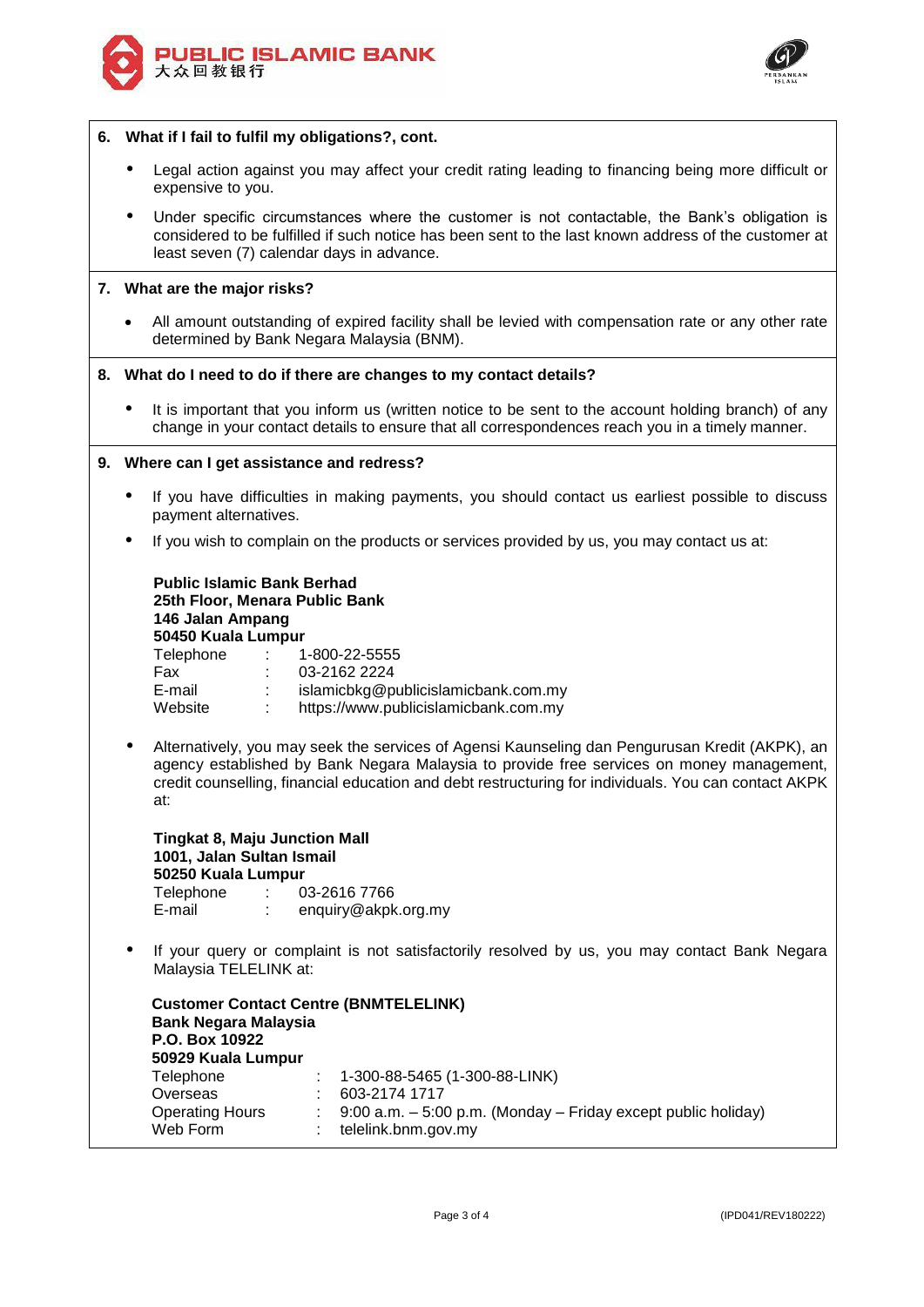## 6. What if I fail to fulfil my obligations?, cont.

- Legal action against you may affect your credit rating leading to financing being more difficult or expensive to you.
- Under specific circumstances where the customer is not contactable, the Bank's obligation is considered to be fulfilled if such notice has been sent to the last known address of the customer at least seven (7) calendar days in advance.

## 7. What are the major risks?

- All amount outstanding of expired facility shall be levied with compensation rate or any other rate determined by Bank Negara Malaysia (BNM).

## 8. What do I need to do if there are changes to my contact details?

- It is important that you inform us (written notice to be sent to the account holding branch) of any change in your contact details to ensure that all correspondences reach you in a timely manner.

## 9. Where can I get assistance and redress?

- If you have difficulties in making payments, you should contact us earliest possible to discuss payment alternatives.
- If you wish to complain on the products or services provided by us, you may contact us at:

  **Public Islamic Bank Berhad**
  **25th Floor, Menara Public Bank**
  **146 Jalan Ampang**
  **50450 Kuala Lumpur**
  Telephone : 1-800-22-5555
  Fax : 03-2162 2224
  E-mail : islamicbkg@publicislamicbank.com.my
  Website : https://www.publicislamicbank.com.my

- Alternatively, you may seek the services of Agensi Kaunseling dan Pengurusan Kredit (AKPK), an agency established by Bank Negara Malaysia to provide free services on money management, credit counselling, financial education and debt restructuring for individuals. You can contact AKPK at:

  **Tingkat 8, Maju Junction Mall**
  **1001, Jalan Sultan Ismail**
  **50250 Kuala Lumpur**
  Telephone : 03-2616 7766
  E-mail : enquiry@akpk.org.my

- If your query or complaint is not satisfactorily resolved by us, you may contact Bank Negara Malaysia TELELINK at:

  **Customer Contact Centre (BNMTELELINK)**
  **Bank Negara Malaysia**
  **P.O. Box 10922**
  **50929 Kuala Lumpur**
  Telephone : 1-300-88-5465 (1-300-88-LINK)
  Overseas : 603-2174 1717
  Operating Hours : 9:00 a.m. – 5:00 p.m. (Monday – Friday except public holiday)
  Web Form : telelink.bnm.gov.my

(IPD041/REV180222)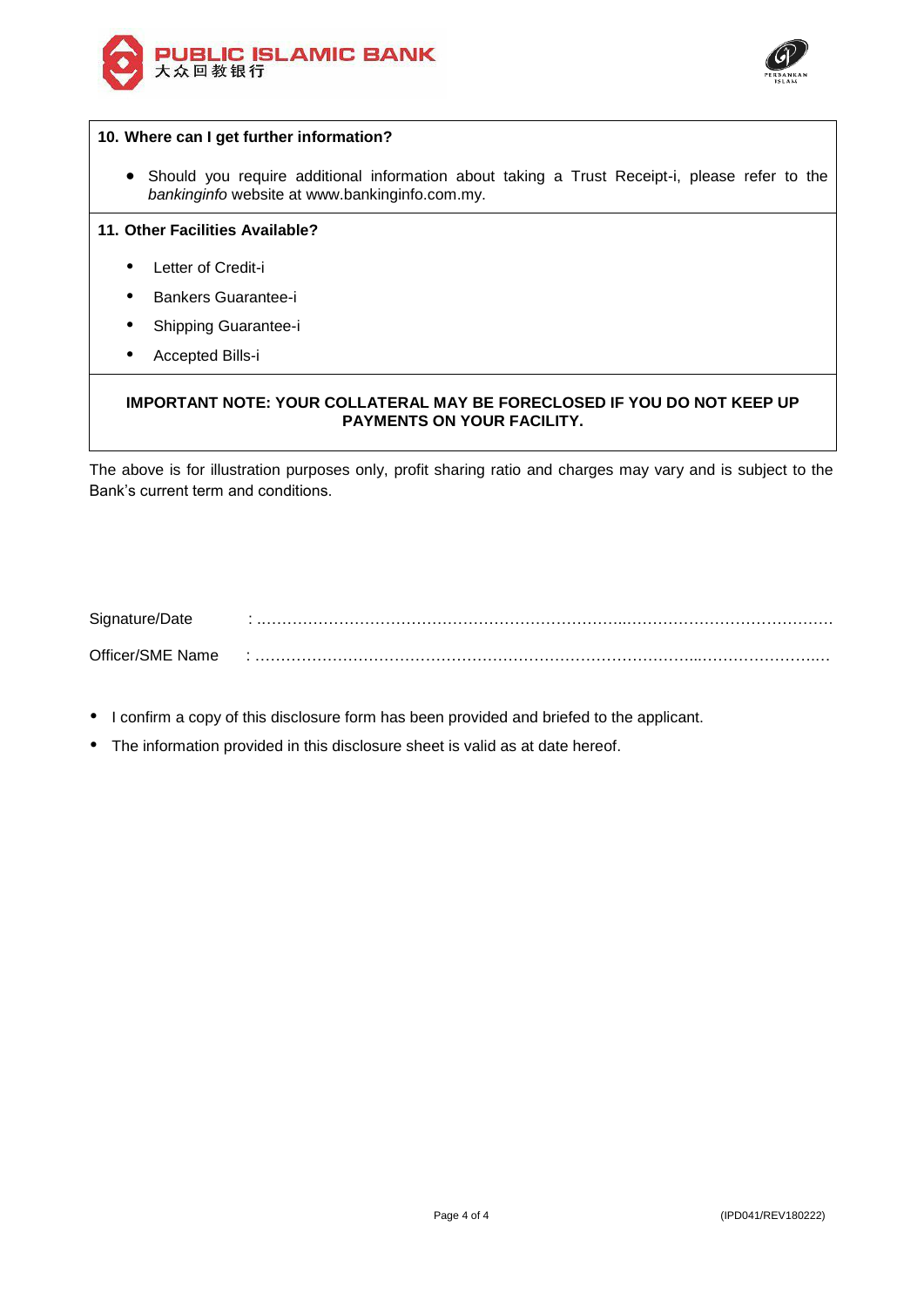## 10. Where can I get further information?

- Should you require additional information about taking a Trust Receipt-i, please refer to the *bankinginfo* website at www.bankinginfo.com.my.

## 11. Other Facilities Available?

- Letter of Credit-i
- Bankers Guarantee-i
- Shipping Guarantee-i
- Accepted Bills-i

**IMPORTANT NOTE: YOUR COLLATERAL MAY BE FORECLOSED IF YOU DO NOT KEEP UP PAYMENTS ON YOUR FACILITY.**

The above is for illustration purposes only, profit sharing ratio and charges may vary and is subject to the Bank's current term and conditions.

Signature/Date : ……………………………………………………………………………………………………

Officer/SME Name : ……………………………………………………………………………………………………

- I confirm a copy of this disclosure form has been provided and briefed to the applicant.
- The information provided in this disclosure sheet is valid as at date hereof.

(IPD041/REV180222)